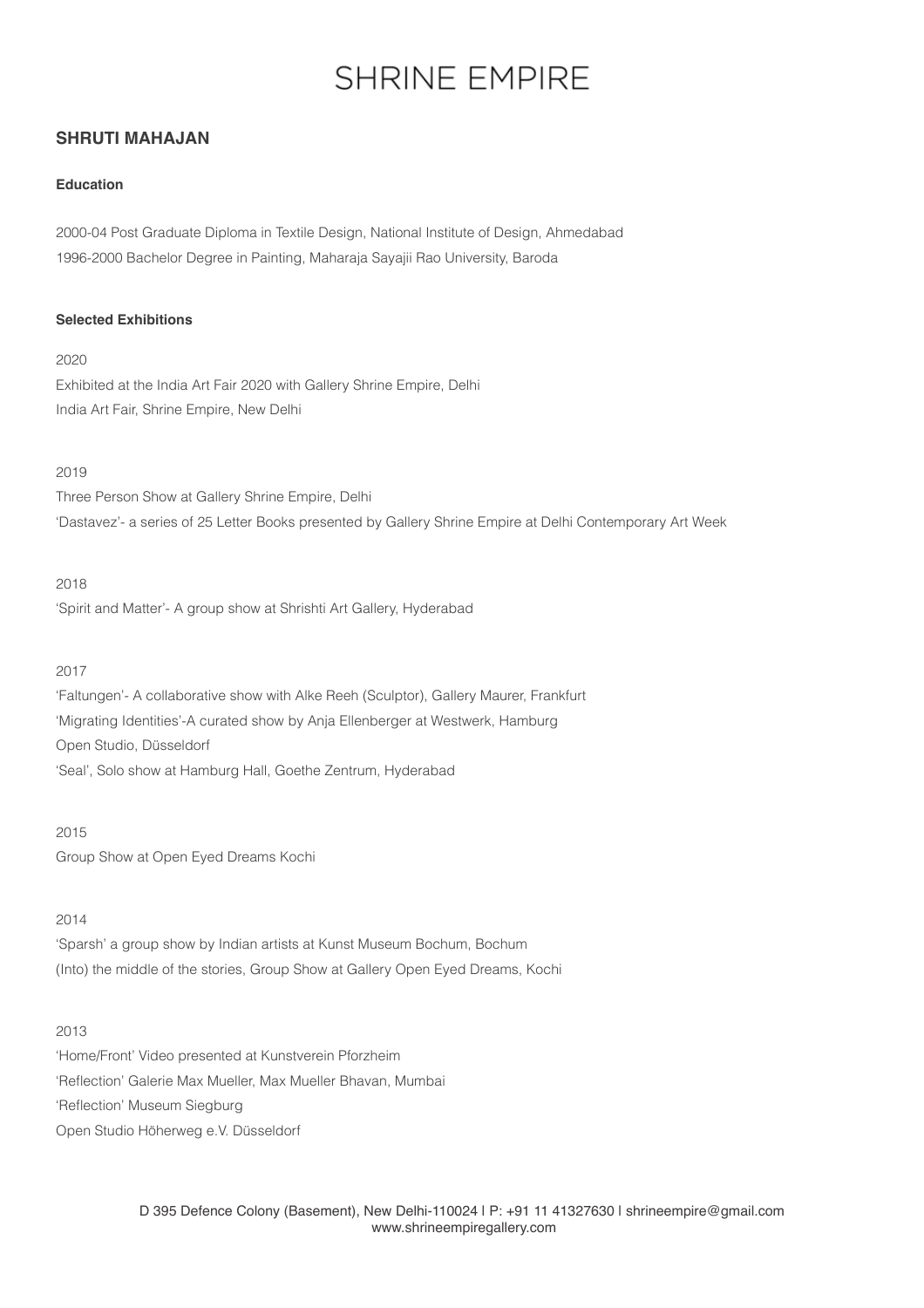# SHRINE EMPIRE

## SHRUTI MAHAJAN

### Education

2000-04 Post Graduate Diploma in Textile Design, National Institute of Design, Ahmedabad
1996-2000 Bachelor Degree in Painting, Maharaja Sayajii Rao University, Baroda

### Selected Exhibitions

2020
Exhibited at the India Art Fair 2020 with Gallery Shrine Empire, Delhi
India Art Fair, Shrine Empire, New Delhi

2019
Three Person Show at Gallery Shrine Empire, Delhi
'Dastavez'- a series of 25 Letter Books presented by Gallery Shrine Empire at Delhi Contemporary Art Week

2018
'Spirit and Matter'- A group show at Shrishti Art Gallery, Hyderabad

2017
'Faltungen'- A collaborative show with Alke Reeh (Sculptor), Gallery Maurer, Frankfurt
'Migrating Identities'-A curated show by Anja Ellenberger at Westwerk, Hamburg
Open Studio, Düsseldorf
'Seal', Solo show at Hamburg Hall, Goethe Zentrum, Hyderabad

2015
Group Show at Open Eyed Dreams Kochi

2014
'Sparsh' a group show by Indian artists at Kunst Museum Bochum, Bochum
(Into) the middle of the stories, Group Show at Gallery Open Eyed Dreams, Kochi

2013
'Home/Front' Video presented at Kunstverein Pforzheim
'Reflection' Galerie Max Mueller, Max Mueller Bhavan, Mumbai
'Reflection' Museum Siegburg
Open Studio Höherweg e.V. Düsseldorf

D 395 Defence Colony (Basement), New Delhi-110024 | P: +91 11 41327630 | shrineempire@gmail.com
www.shrineempiregallery.com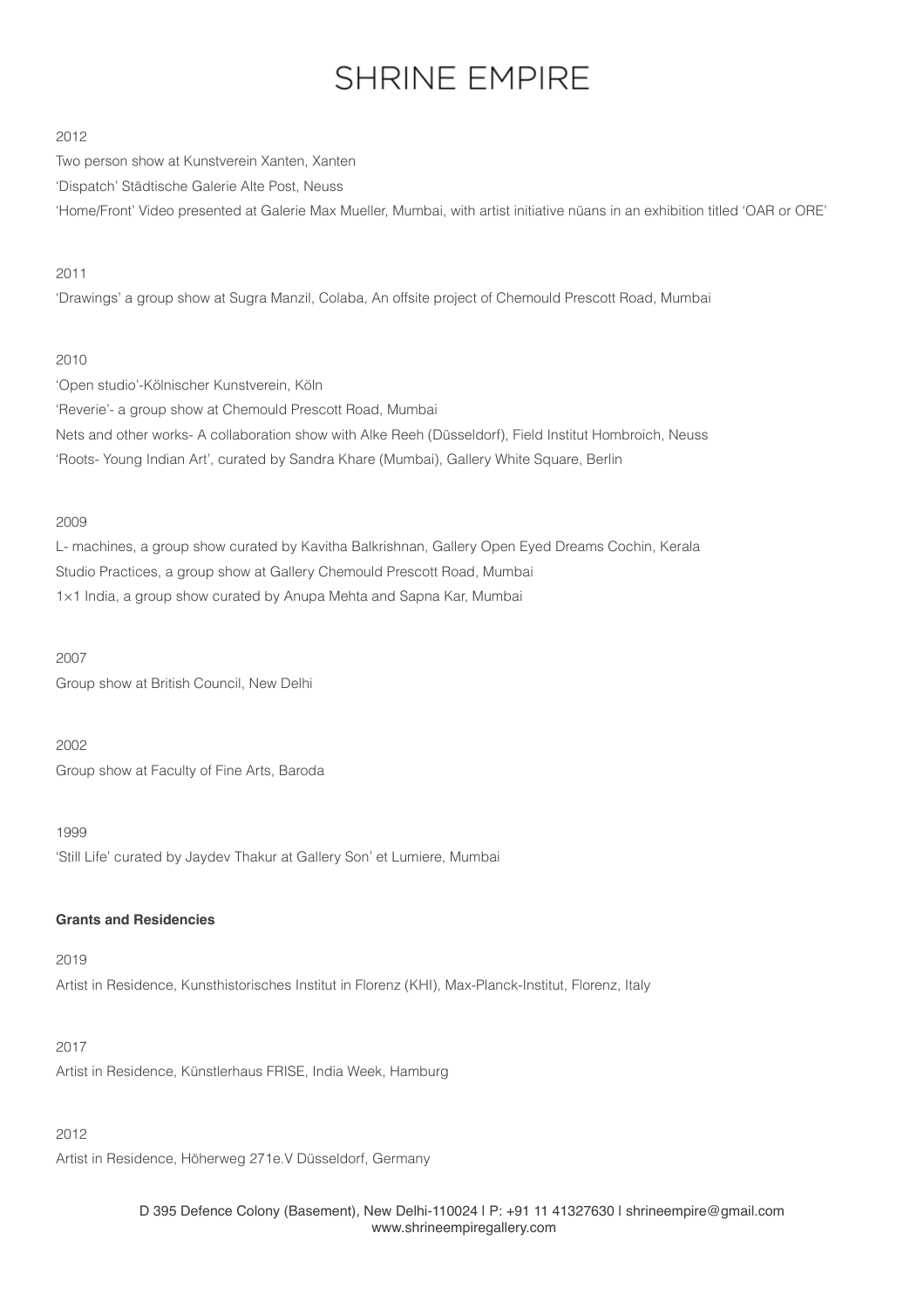2012

Two person show at Kunstverein Xanten, Xanten

'Dispatch' Städtische Galerie Alte Post, Neuss

'Home/Front' Video presented at Galerie Max Mueller, Mumbai, with artist initiative nüans in an exhibition titled 'OAR or ORE'

2011

'Drawings' a group show at Sugra Manzil, Colaba, An offsite project of Chemould Prescott Road, Mumbai

2010

'Open studio'-Kölnischer Kunstverein, Köln

'Reverie'- a group show at Chemould Prescott Road, Mumbai

Nets and other works- A collaboration show with Alke Reeh (Düsseldorf), Field Institut Hombroich, Neuss

'Roots- Young Indian Art', curated by Sandra Khare (Mumbai), Gallery White Square, Berlin

2009

L- machines, a group show curated by Kavitha Balkrishnan, Gallery Open Eyed Dreams Cochin, Kerala

Studio Practices, a group show at Gallery Chemould Prescott Road, Mumbai

1×1 India, a group show curated by Anupa Mehta and Sapna Kar, Mumbai

2007

Group show at British Council, New Delhi

2002

Group show at Faculty of Fine Arts, Baroda

1999

'Still Life' curated by Jaydev Thakur at Gallery Son' et Lumiere, Mumbai

**Grants and Residencies**

2019

Artist in Residence, Kunsthistorisches Institut in Florenz (KHI), Max-Planck-Institut, Florenz, Italy

2017

Artist in Residence, Künstlerhaus FRISE, India Week, Hamburg

2012

Artist in Residence, Höherweg 271e.V Düsseldorf, Germany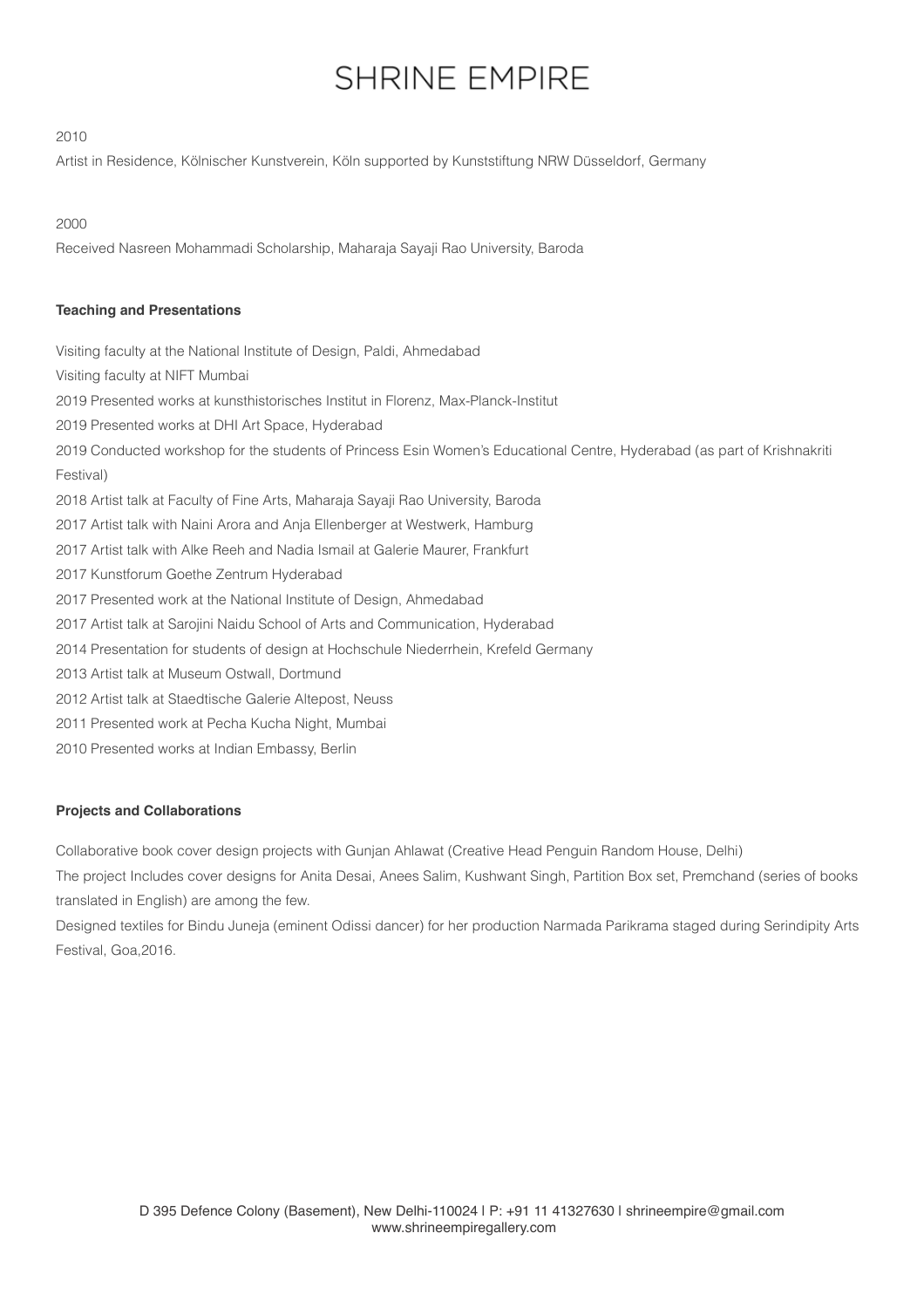2010

Artist in Residence, Kölnischer Kunstverein, Köln supported by Kunststiftung NRW Düsseldorf, Germany

2000

Received Nasreen Mohammadi Scholarship, Maharaja Sayaji Rao University, Baroda

**Teaching and Presentations**

Visiting faculty at the National Institute of Design, Paldi, Ahmedabad

Visiting faculty at NIFT Mumbai

2019 Presented works at kunsthistorisches Institut in Florenz, Max-Planck-Institut

2019 Presented works at DHI Art Space, Hyderabad

2019 Conducted workshop for the students of Princess Esin Women's Educational Centre, Hyderabad (as part of Krishnakriti Festival)

2018 Artist talk at Faculty of Fine Arts, Maharaja Sayaji Rao University, Baroda

2017 Artist talk with Naini Arora and Anja Ellenberger at Westwerk, Hamburg

2017 Artist talk with Alke Reeh and Nadia Ismail at Galerie Maurer, Frankfurt

2017 Kunstforum Goethe Zentrum Hyderabad

2017 Presented work at the National Institute of Design, Ahmedabad

2017 Artist talk at Sarojini Naidu School of Arts and Communication, Hyderabad

2014 Presentation for students of design at Hochschule Niederrhein, Krefeld Germany

2013 Artist talk at Museum Ostwall, Dortmund

2012 Artist talk at Staedtische Galerie Altepost, Neuss

2011 Presented work at Pecha Kucha Night, Mumbai

2010 Presented works at Indian Embassy, Berlin

**Projects and Collaborations**

Collaborative book cover design projects with Gunjan Ahlawat (Creative Head Penguin Random House, Delhi)

The project Includes cover designs for Anita Desai, Anees Salim, Kushwant Singh, Partition Box set, Premchand (series of books translated in English) are among the few.

Designed textiles for Bindu Juneja (eminent Odissi dancer) for her production Narmada Parikrama staged during Serindipity Arts Festival, Goa,2016.